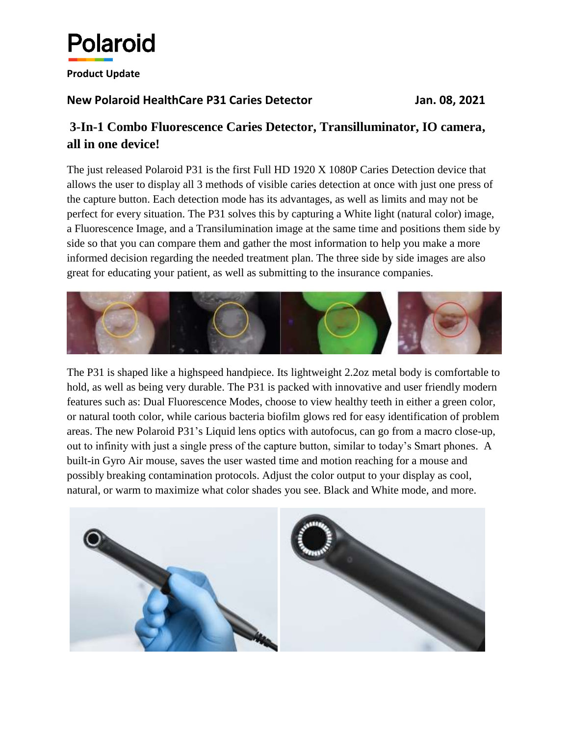# Polaroid

**Product Update**

**New Polaroid HealthCare P31 Caries Detector** **Jan. 08, 2021**

## 3-In-1 Combo Fluorescence Caries Detector, Transilluminator, IO camera, all in one device!

The just released Polaroid P31 is the first Full HD 1920 X 1080P Caries Detection device that allows the user to display all 3 methods of visible caries detection at once with just one press of the capture button. Each detection mode has its advantages, as well as limits and may not be perfect for every situation. The P31 solves this by capturing a White light (natural color) image, a Fluorescence Image, and a Transilumination image at the same time and positions them side by side so that you can compare them and gather the most information to help you make a more informed decision regarding the needed treatment plan. The three side by side images are also great for educating your patient, as well as submitting to the insurance companies.

The P31 is shaped like a highspeed handpiece. Its lightweight 2.2oz metal body is comfortable to hold, as well as being very durable. The P31 is packed with innovative and user friendly modern features such as: Dual Fluorescence Modes, choose to view healthy teeth in either a green color, or natural tooth color, while carious bacteria biofilm glows red for easy identification of problem areas. The new Polaroid P31's Liquid lens optics with autofocus, can go from a macro close-up, out to infinity with just a single press of the capture button, similar to today's Smart phones. A built-in Gyro Air mouse, saves the user wasted time and motion reaching for a mouse and possibly breaking contamination protocols. Adjust the color output to your display as cool, natural, or warm to maximize what color shades you see. Black and White mode, and more.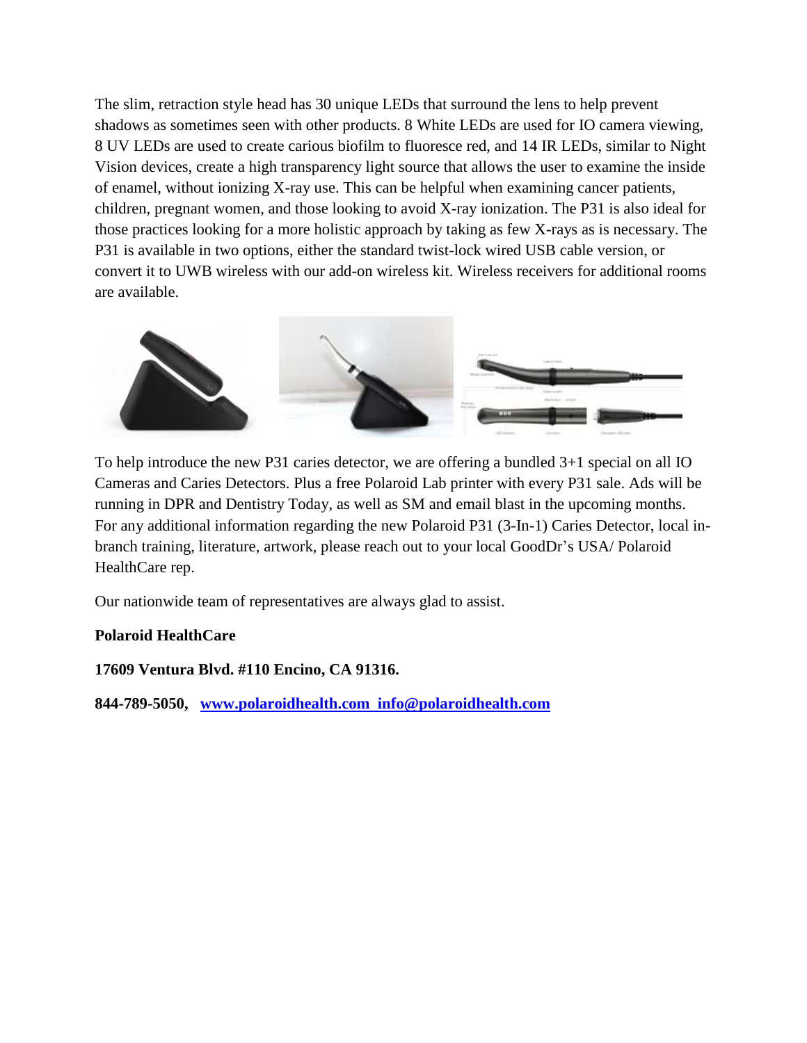The slim, retraction style head has 30 unique LEDs that surround the lens to help prevent shadows as sometimes seen with other products. 8 White LEDs are used for IO camera viewing, 8 UV LEDs are used to create carious biofilm to fluoresce red, and 14 IR LEDs, similar to Night Vision devices, create a high transparency light source that allows the user to examine the inside of enamel, without ionizing X-ray use. This can be helpful when examining cancer patients, children, pregnant women, and those looking to avoid X-ray ionization. The P31 is also ideal for those practices looking for a more holistic approach by taking as few X-rays as is necessary. The P31 is available in two options, either the standard twist-lock wired USB cable version, or convert it to UWB wireless with our add-on wireless kit. Wireless receivers for additional rooms are available.

To help introduce the new P31 caries detector, we are offering a bundled 3+1 special on all IO Cameras and Caries Detectors. Plus a free Polaroid Lab printer with every P31 sale. Ads will be running in DPR and Dentistry Today, as well as SM and email blast in the upcoming months. For any additional information regarding the new Polaroid P31 (3-In-1) Caries Detector, local in-branch training, literature, artwork, please reach out to your local GoodDr's USA/ Polaroid HealthCare rep.

Our nationwide team of representatives are always glad to assist.

**Polaroid HealthCare**

**17609 Ventura Blvd. #110 Encino, CA 91316.**

**844-789-5050,** [**www.polaroidhealth.com**](http://www.polaroidhealth.com) [**info@polaroidhealth.com**](mailto:info@polaroidhealth.com)